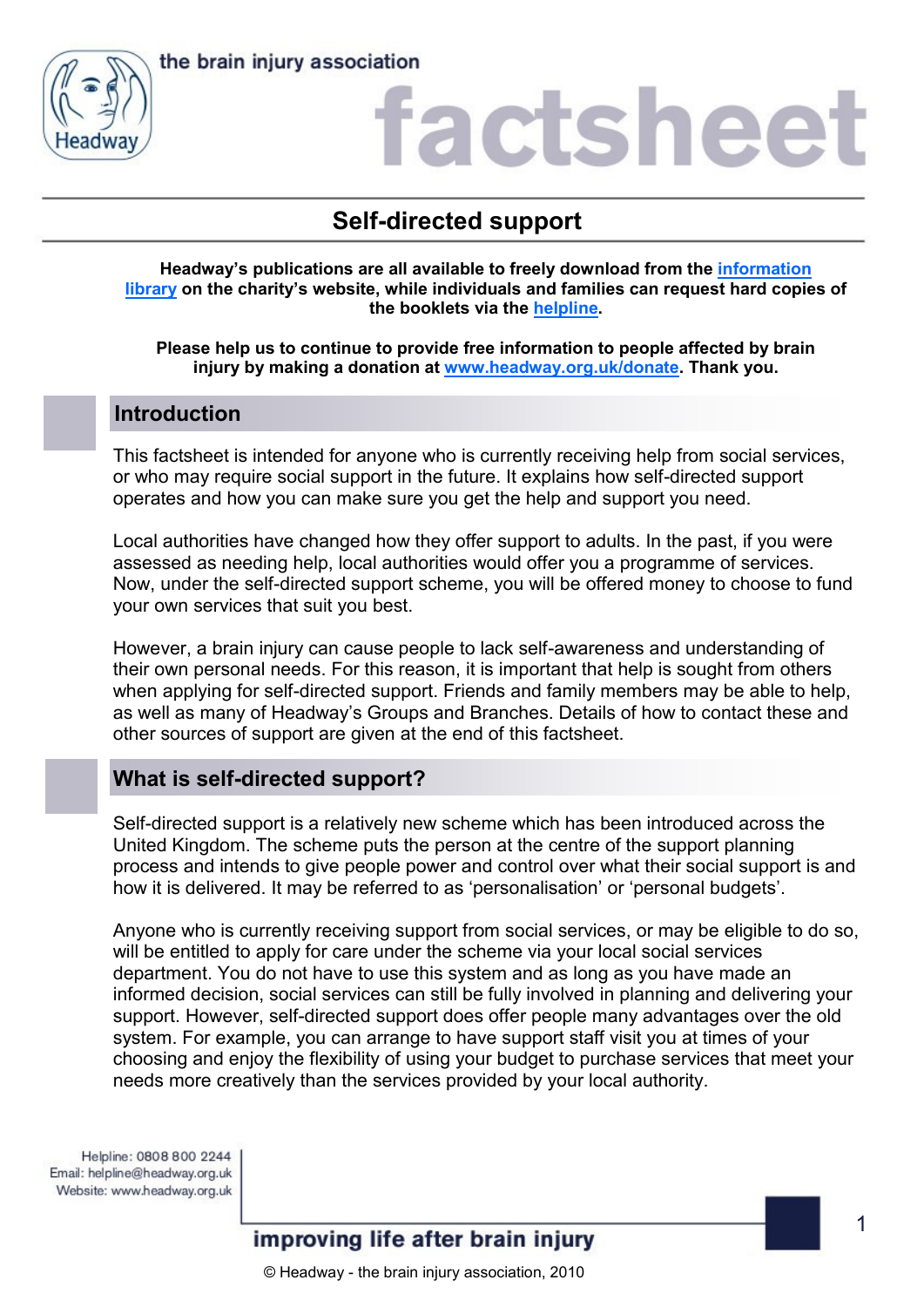# Self-directed support

**Headway's publications are all available to freely download from the information library on the charity's website, while individuals and families can request hard copies of the booklets via the helpline.**

**Please help us to continue to provide free information to people affected by brain injury by making a donation at www.headway.org.uk/donate. Thank you.**

## Introduction

This factsheet is intended for anyone who is currently receiving help from social services, or who may require social support in the future. It explains how self-directed support operates and how you can make sure you get the help and support you need.

Local authorities have changed how they offer support to adults. In the past, if you were assessed as needing help, local authorities would offer you a programme of services. Now, under the self-directed support scheme, you will be offered money to choose to fund your own services that suit you best.

However, a brain injury can cause people to lack self-awareness and understanding of their own personal needs. For this reason, it is important that help is sought from others when applying for self-directed support. Friends and family members may be able to help, as well as many of Headway's Groups and Branches. Details of how to contact these and other sources of support are given at the end of this factsheet.

## What is self-directed support?

Self-directed support is a relatively new scheme which has been introduced across the United Kingdom. The scheme puts the person at the centre of the support planning process and intends to give people power and control over what their social support is and how it is delivered. It may be referred to as 'personalisation' or 'personal budgets'.

Anyone who is currently receiving support from social services, or may be eligible to do so, will be entitled to apply for care under the scheme via your local social services department. You do not have to use this system and as long as you have made an informed decision, social services can still be fully involved in planning and delivering your support. However, self-directed support does offer people many advantages over the old system. For example, you can arrange to have support staff visit you at times of your choosing and enjoy the flexibility of using your budget to purchase services that meet your needs more creatively than the services provided by your local authority.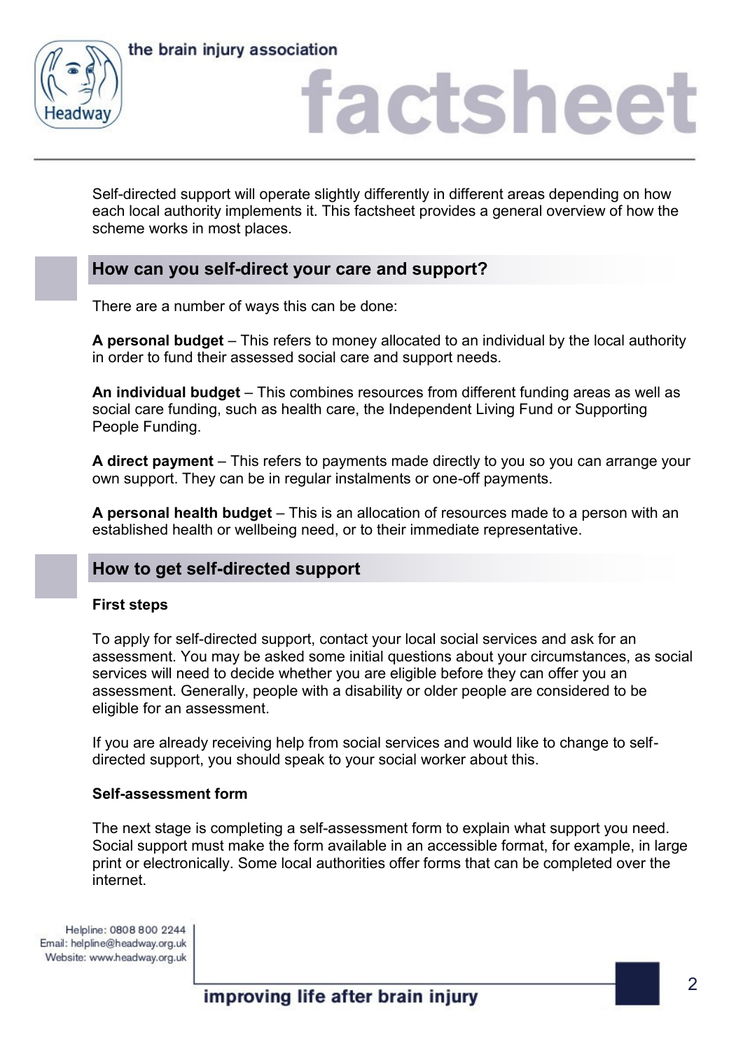Self-directed support will operate slightly differently in different areas depending on how each local authority implements it. This factsheet provides a general overview of how the scheme works in most places.

## How can you self-direct your care and support?

There are a number of ways this can be done:

**A personal budget** – This refers to money allocated to an individual by the local authority in order to fund their assessed social care and support needs.

**An individual budget** – This combines resources from different funding areas as well as social care funding, such as health care, the Independent Living Fund or Supporting People Funding.

**A direct payment** – This refers to payments made directly to you so you can arrange your own support. They can be in regular instalments or one-off payments.

**A personal health budget** – This is an allocation of resources made to a person with an established health or wellbeing need, or to their immediate representative.

## How to get self-directed support

### First steps

To apply for self-directed support, contact your local social services and ask for an assessment. You may be asked some initial questions about your circumstances, as social services will need to decide whether you are eligible before they can offer you an assessment. Generally, people with a disability or older people are considered to be eligible for an assessment.

If you are already receiving help from social services and would like to change to self-directed support, you should speak to your social worker about this.

### Self-assessment form

The next stage is completing a self-assessment form to explain what support you need. Social support must make the form available in an accessible format, for example, in large print or electronically. Some local authorities offer forms that can be completed over the internet.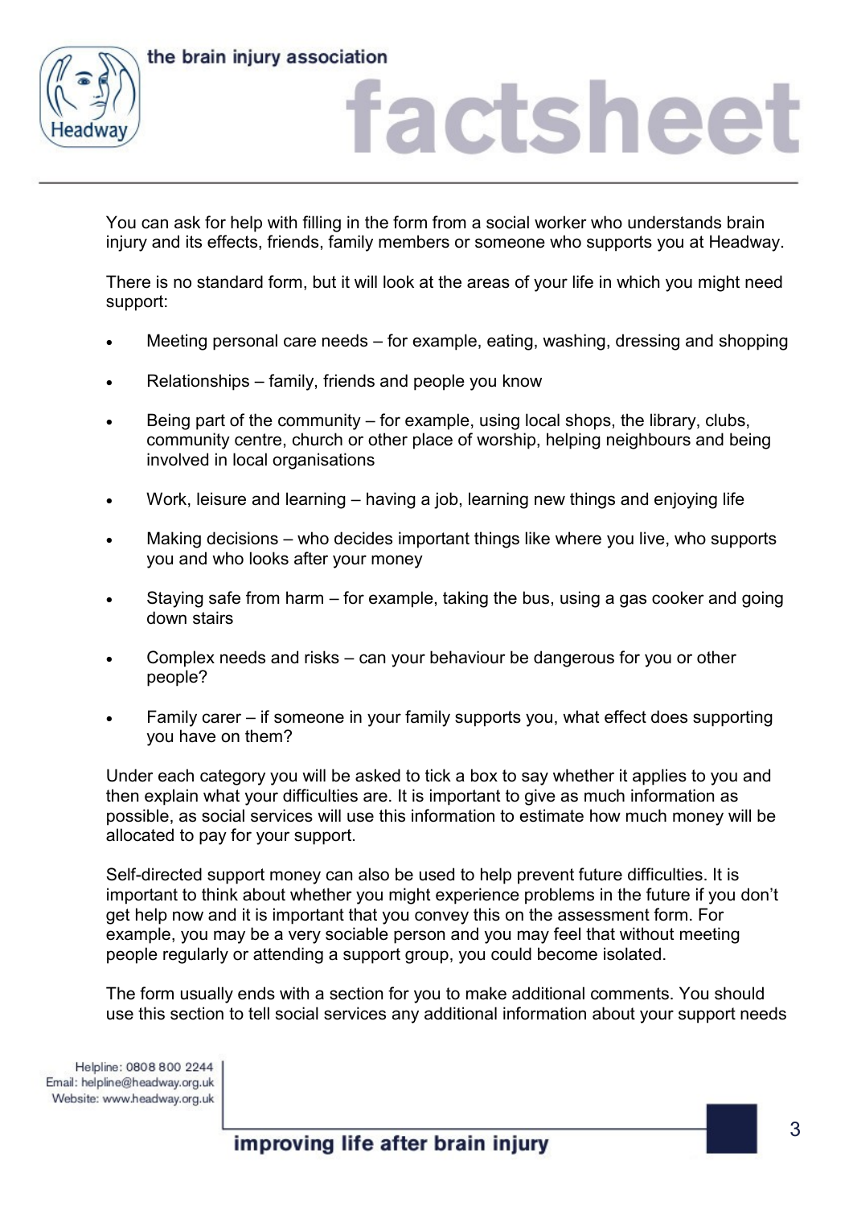You can ask for help with filling in the form from a social worker who understands brain injury and its effects, friends, family members or someone who supports you at Headway.

There is no standard form, but it will look at the areas of your life in which you might need support:

- Meeting personal care needs – for example, eating, washing, dressing and shopping
- Relationships – family, friends and people you know
- Being part of the community – for example, using local shops, the library, clubs, community centre, church or other place of worship, helping neighbours and being involved in local organisations
- Work, leisure and learning – having a job, learning new things and enjoying life
- Making decisions – who decides important things like where you live, who supports you and who looks after your money
- Staying safe from harm – for example, taking the bus, using a gas cooker and going down stairs
- Complex needs and risks – can your behaviour be dangerous for you or other people?
- Family carer – if someone in your family supports you, what effect does supporting you have on them?

Under each category you will be asked to tick a box to say whether it applies to you and then explain what your difficulties are. It is important to give as much information as possible, as social services will use this information to estimate how much money will be allocated to pay for your support.

Self-directed support money can also be used to help prevent future difficulties. It is important to think about whether you might experience problems in the future if you don't get help now and it is important that you convey this on the assessment form. For example, you may be a very sociable person and you may feel that without meeting people regularly or attending a support group, you could become isolated.

The form usually ends with a section for you to make additional comments. You should use this section to tell social services any additional information about your support needs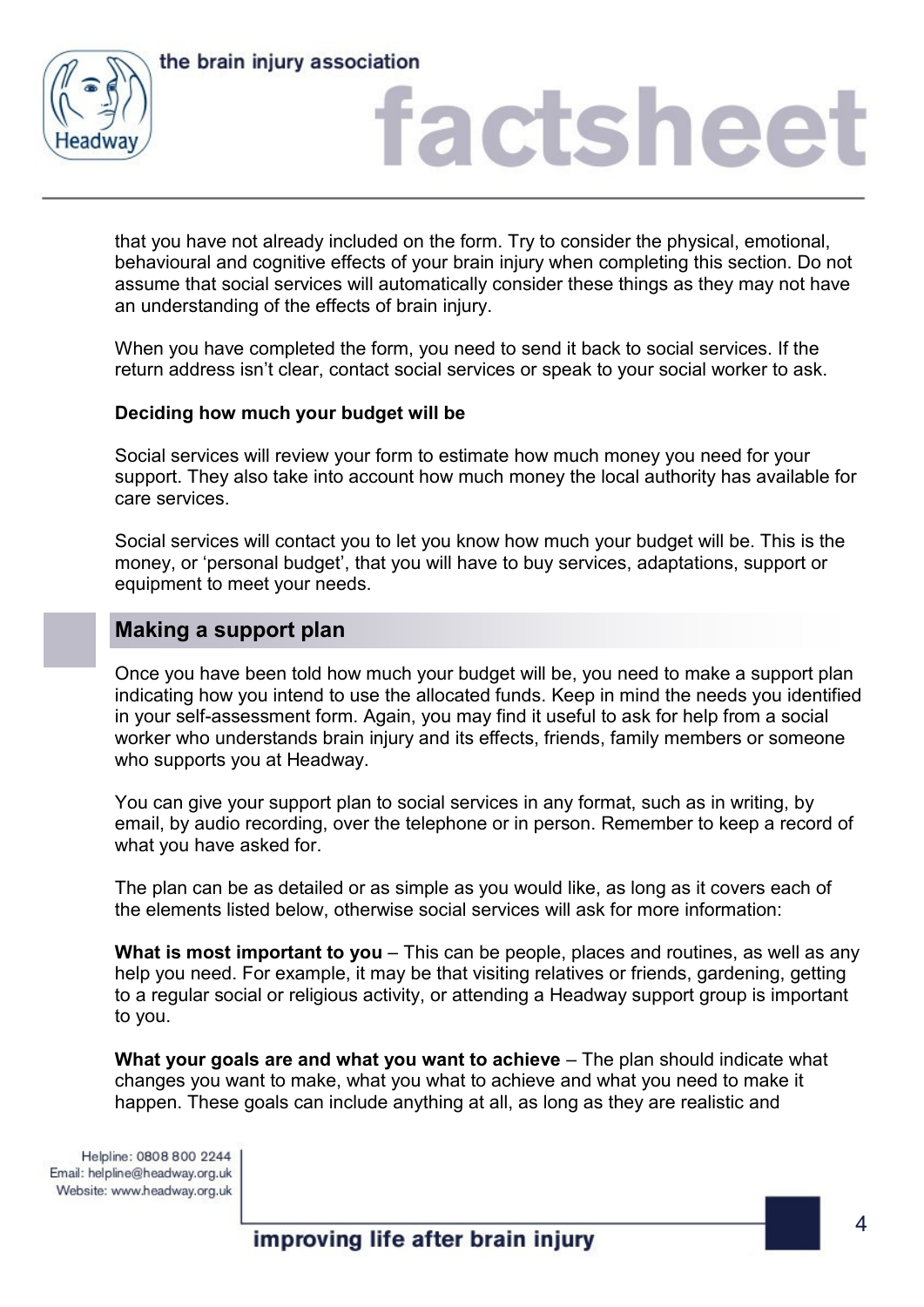that you have not already included on the form. Try to consider the physical, emotional, behavioural and cognitive effects of your brain injury when completing this section. Do not assume that social services will automatically consider these things as they may not have an understanding of the effects of brain injury.

When you have completed the form, you need to send it back to social services. If the return address isn't clear, contact social services or speak to your social worker to ask.

**Deciding how much your budget will be**

Social services will review your form to estimate how much money you need for your support. They also take into account how much money the local authority has available for care services.

Social services will contact you to let you know how much your budget will be. This is the money, or 'personal budget', that you will have to buy services, adaptations, support or equipment to meet your needs.

## Making a support plan

Once you have been told how much your budget will be, you need to make a support plan indicating how you intend to use the allocated funds. Keep in mind the needs you identified in your self-assessment form. Again, you may find it useful to ask for help from a social worker who understands brain injury and its effects, friends, family members or someone who supports you at Headway.

You can give your support plan to social services in any format, such as in writing, by email, by audio recording, over the telephone or in person. Remember to keep a record of what you have asked for.

The plan can be as detailed or as simple as you would like, as long as it covers each of the elements listed below, otherwise social services will ask for more information:

**What is most important to you** – This can be people, places and routines, as well as any help you need. For example, it may be that visiting relatives or friends, gardening, getting to a regular social or religious activity, or attending a Headway support group is important to you.

**What your goals are and what you want to achieve** – The plan should indicate what changes you want to make, what you what to achieve and what you need to make it happen. These goals can include anything at all, as long as they are realistic and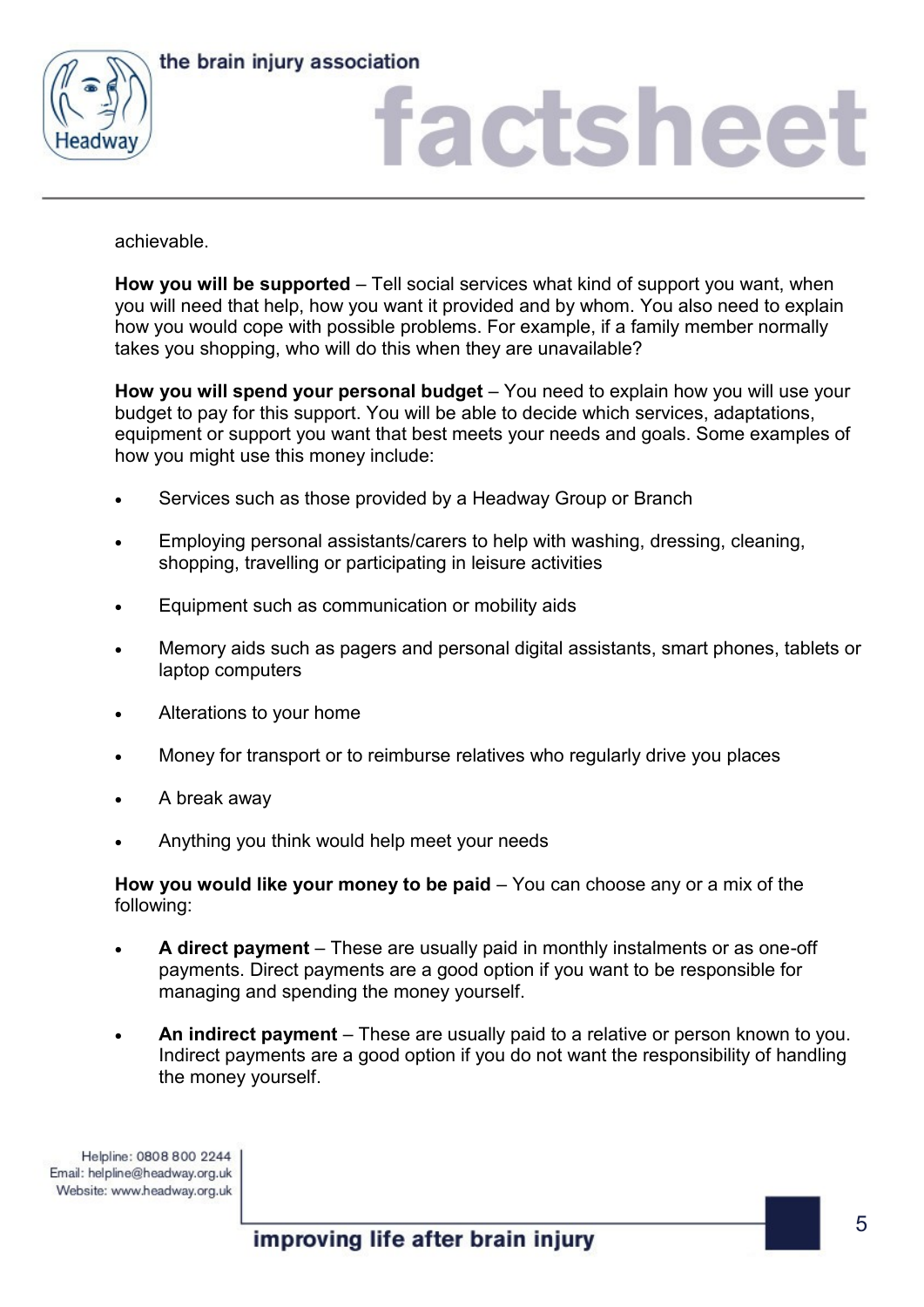achievable.

**How you will be supported** – Tell social services what kind of support you want, when you will need that help, how you want it provided and by whom. You also need to explain how you would cope with possible problems. For example, if a family member normally takes you shopping, who will do this when they are unavailable?

**How you will spend your personal budget** – You need to explain how you will use your budget to pay for this support. You will be able to decide which services, adaptations, equipment or support you want that best meets your needs and goals. Some examples of how you might use this money include:

- Services such as those provided by a Headway Group or Branch
- Employing personal assistants/carers to help with washing, dressing, cleaning, shopping, travelling or participating in leisure activities
- Equipment such as communication or mobility aids
- Memory aids such as pagers and personal digital assistants, smart phones, tablets or laptop computers
- Alterations to your home
- Money for transport or to reimburse relatives who regularly drive you places
- A break away
- Anything you think would help meet your needs

**How you would like your money to be paid** – You can choose any or a mix of the following:

- **A direct payment** – These are usually paid in monthly instalments or as one-off payments. Direct payments are a good option if you want to be responsible for managing and spending the money yourself.
- **An indirect payment** – These are usually paid to a relative or person known to you. Indirect payments are a good option if you do not want the responsibility of handling the money yourself.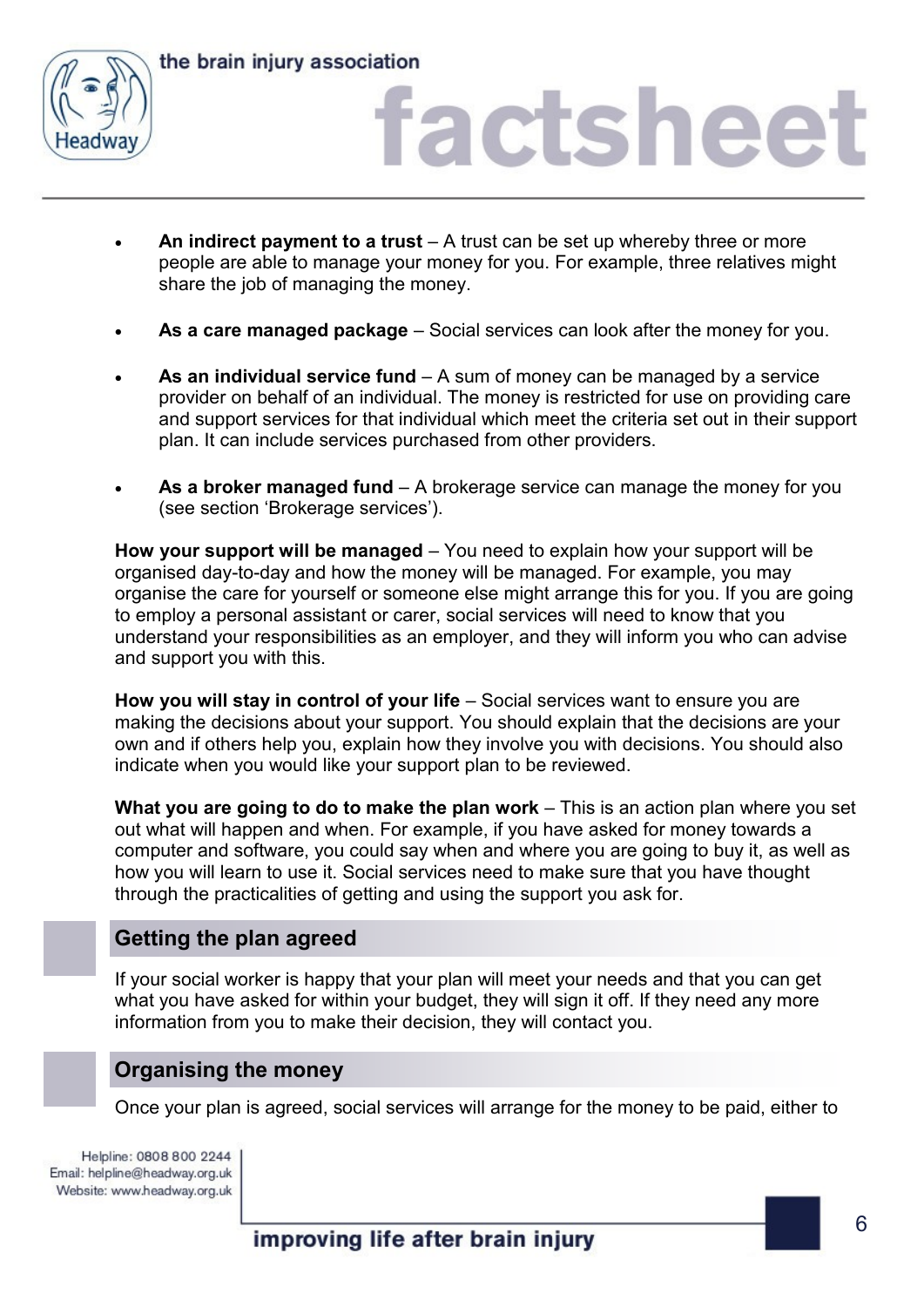- **An indirect payment to a trust** – A trust can be set up whereby three or more people are able to manage your money for you. For example, three relatives might share the job of managing the money.

- **As a care managed package** – Social services can look after the money for you.

- **As an individual service fund** – A sum of money can be managed by a service provider on behalf of an individual. The money is restricted for use on providing care and support services for that individual which meet the criteria set out in their support plan. It can include services purchased from other providers.

- **As a broker managed fund** – A brokerage service can manage the money for you (see section 'Brokerage services').

**How your support will be managed** – You need to explain how your support will be organised day-to-day and how the money will be managed. For example, you may organise the care for yourself or someone else might arrange this for you. If you are going to employ a personal assistant or carer, social services will need to know that you understand your responsibilities as an employer, and they will inform you who can advise and support you with this.

**How you will stay in control of your life** – Social services want to ensure you are making the decisions about your support. You should explain that the decisions are your own and if others help you, explain how they involve you with decisions. You should also indicate when you would like your support plan to be reviewed.

**What you are going to do to make the plan work** – This is an action plan where you set out what will happen and when. For example, if you have asked for money towards a computer and software, you could say when and where you are going to buy it, as well as how you will learn to use it. Social services need to make sure that you have thought through the practicalities of getting and using the support you ask for.

## Getting the plan agreed

If your social worker is happy that your plan will meet your needs and that you can get what you have asked for within your budget, they will sign it off. If they need any more information from you to make their decision, they will contact you.

## Organising the money

Once your plan is agreed, social services will arrange for the money to be paid, either to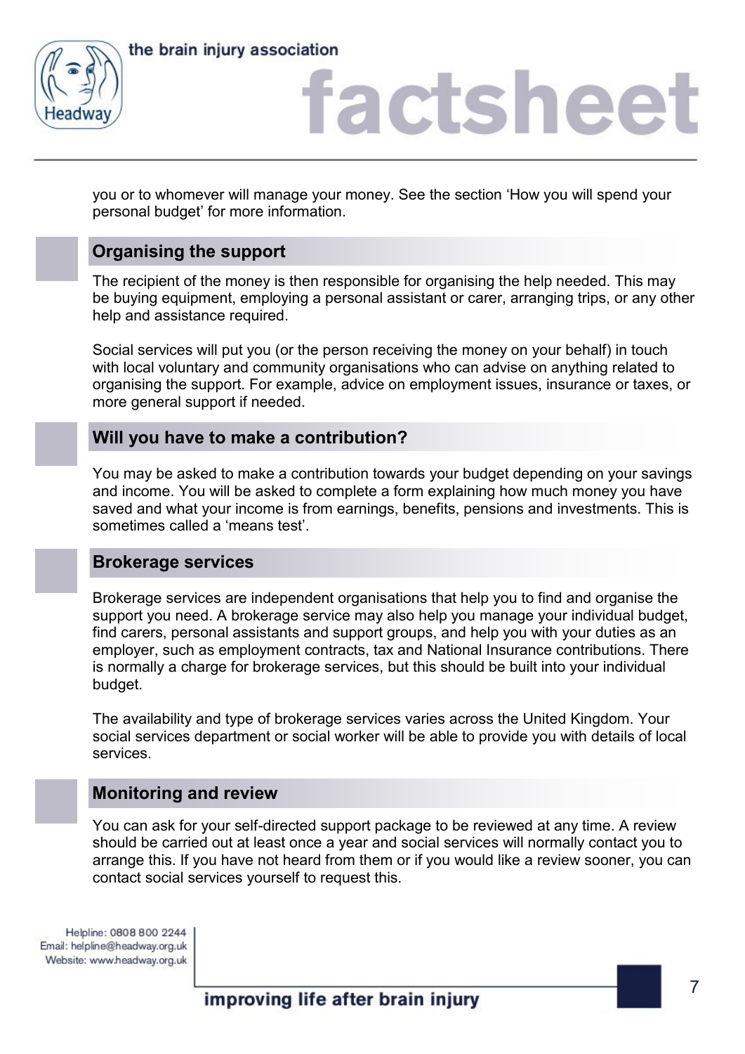you or to whomever will manage your money. See the section 'How you will spend your personal budget' for more information.

## Organising the support

The recipient of the money is then responsible for organising the help needed. This may be buying equipment, employing a personal assistant or carer, arranging trips, or any other help and assistance required.

Social services will put you (or the person receiving the money on your behalf) in touch with local voluntary and community organisations who can advise on anything related to organising the support. For example, advice on employment issues, insurance or taxes, or more general support if needed.

## Will you have to make a contribution?

You may be asked to make a contribution towards your budget depending on your savings and income. You will be asked to complete a form explaining how much money you have saved and what your income is from earnings, benefits, pensions and investments. This is sometimes called a 'means test'.

## Brokerage services

Brokerage services are independent organisations that help you to find and organise the support you need. A brokerage service may also help you manage your individual budget, find carers, personal assistants and support groups, and help you with your duties as an employer, such as employment contracts, tax and National Insurance contributions. There is normally a charge for brokerage services, but this should be built into your individual budget.

The availability and type of brokerage services varies across the United Kingdom. Your social services department or social worker will be able to provide you with details of local services.

## Monitoring and review

You can ask for your self-directed support package to be reviewed at any time. A review should be carried out at least once a year and social services will normally contact you to arrange this. If you have not heard from them or if you would like a review sooner, you can contact social services yourself to request this.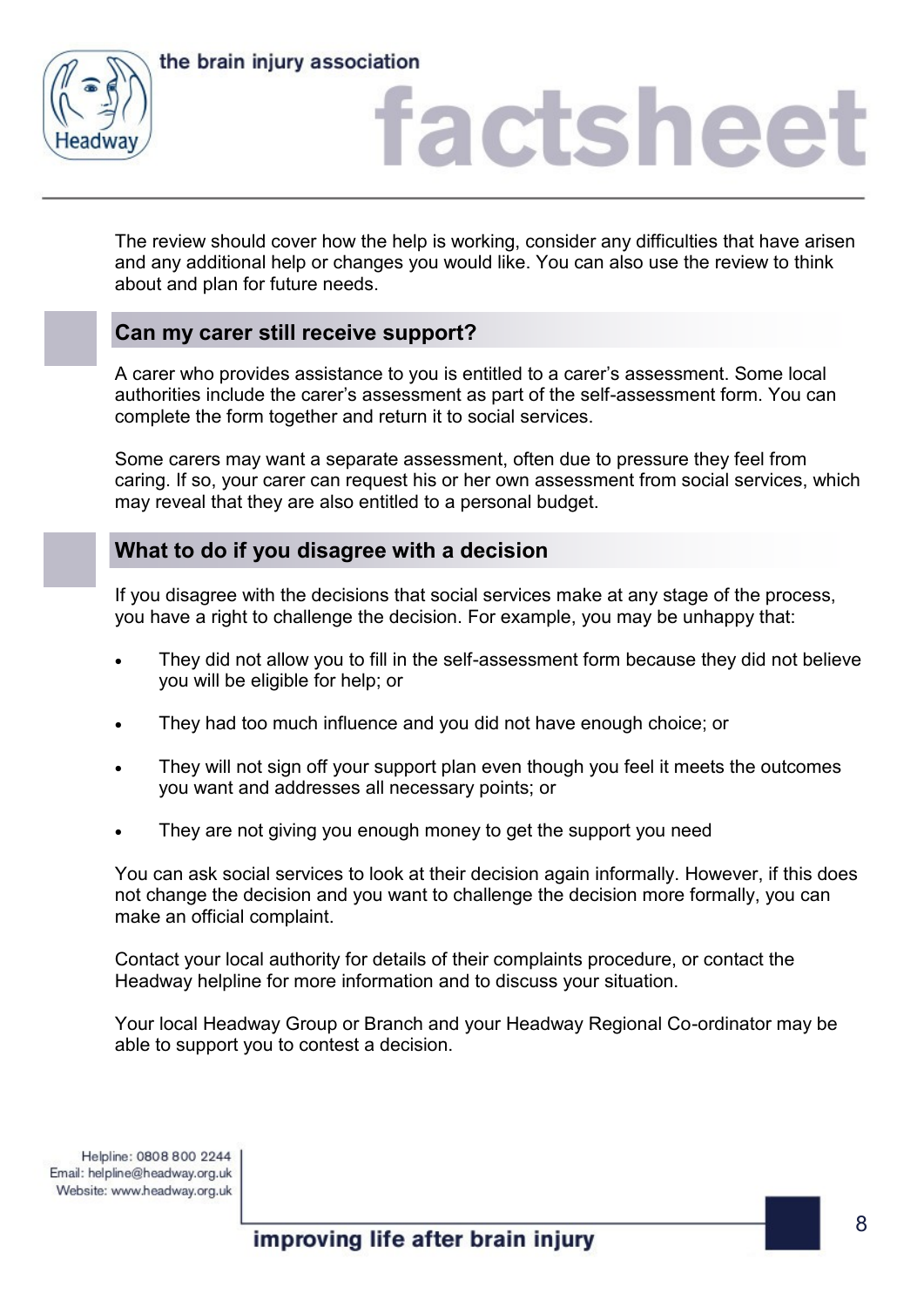The review should cover how the help is working, consider any difficulties that have arisen and any additional help or changes you would like. You can also use the review to think about and plan for future needs.

## Can my carer still receive support?

A carer who provides assistance to you is entitled to a carer's assessment. Some local authorities include the carer's assessment as part of the self-assessment form. You can complete the form together and return it to social services.

Some carers may want a separate assessment, often due to pressure they feel from caring. If so, your carer can request his or her own assessment from social services, which may reveal that they are also entitled to a personal budget.

## What to do if you disagree with a decision

If you disagree with the decisions that social services make at any stage of the process, you have a right to challenge the decision. For example, you may be unhappy that:

- They did not allow you to fill in the self-assessment form because they did not believe you will be eligible for help; or
- They had too much influence and you did not have enough choice; or
- They will not sign off your support plan even though you feel it meets the outcomes you want and addresses all necessary points; or
- They are not giving you enough money to get the support you need

You can ask social services to look at their decision again informally. However, if this does not change the decision and you want to challenge the decision more formally, you can make an official complaint.

Contact your local authority for details of their complaints procedure, or contact the Headway helpline for more information and to discuss your situation.

Your local Headway Group or Branch and your Headway Regional Co-ordinator may be able to support you to contest a decision.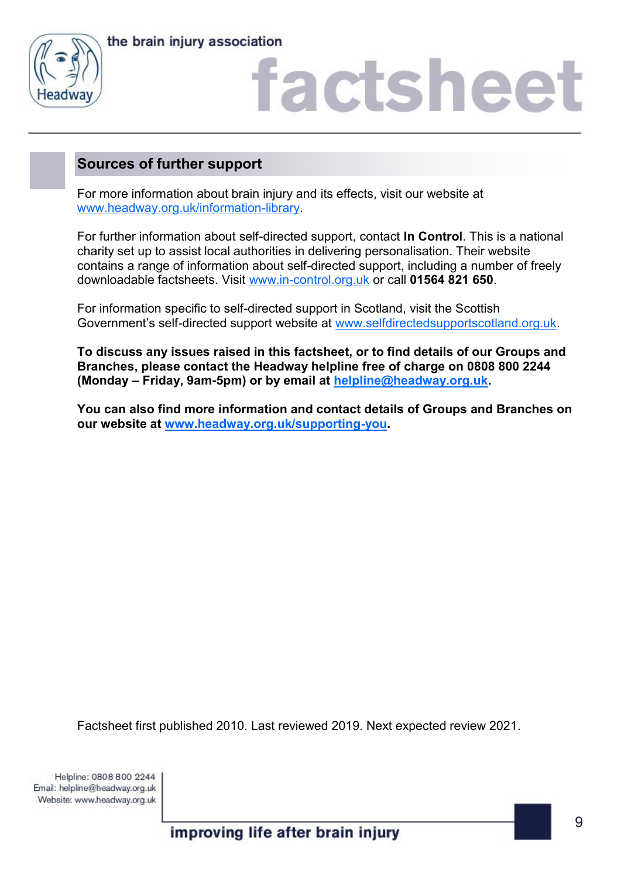## Sources of further support

For more information about brain injury and its effects, visit our website at www.headway.org.uk/information-library.

For further information about self-directed support, contact **In Control**. This is a national charity set up to assist local authorities in delivering personalisation. Their website contains a range of information about self-directed support, including a number of freely downloadable factsheets. Visit www.in-control.org.uk or call **01564 821 650**.

For information specific to self-directed support in Scotland, visit the Scottish Government's self-directed support website at www.selfdirectedsupportscotland.org.uk.

**To discuss any issues raised in this factsheet, or to find details of our Groups and Branches, please contact the Headway helpline free of charge on 0808 800 2244 (Monday – Friday, 9am-5pm) or by email at helpline@headway.org.uk.**

**You can also find more information and contact details of Groups and Branches on our website at www.headway.org.uk/supporting-you.**

Factsheet first published 2010. Last reviewed 2019. Next expected review 2021.